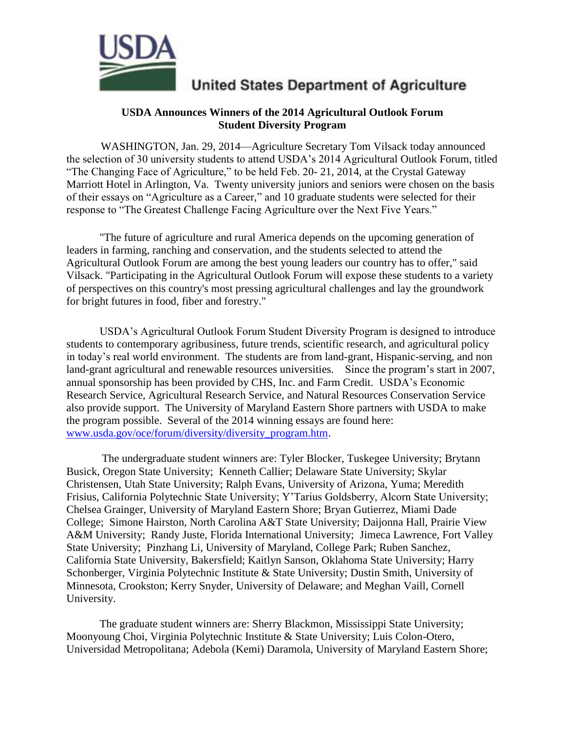United States Department of Agriculture

**USDA Announces Winners of the 2014 Agricultural Outlook Forum Student Diversity Program**

WASHINGTON, Jan. 29, 2014—Agriculture Secretary Tom Vilsack today announced the selection of 30 university students to attend USDA's 2014 Agricultural Outlook Forum, titled "The Changing Face of Agriculture," to be held Feb. 20- 21, 2014, at the Crystal Gateway Marriott Hotel in Arlington, Va. Twenty university juniors and seniors were chosen on the basis of their essays on "Agriculture as a Career," and 10 graduate students were selected for their response to "The Greatest Challenge Facing Agriculture over the Next Five Years."

"The future of agriculture and rural America depends on the upcoming generation of leaders in farming, ranching and conservation, and the students selected to attend the Agricultural Outlook Forum are among the best young leaders our country has to offer," said Vilsack. "Participating in the Agricultural Outlook Forum will expose these students to a variety of perspectives on this country's most pressing agricultural challenges and lay the groundwork for bright futures in food, fiber and forestry."

USDA's Agricultural Outlook Forum Student Diversity Program is designed to introduce students to contemporary agribusiness, future trends, scientific research, and agricultural policy in today's real world environment. The students are from land-grant, Hispanic-serving, and non land-grant agricultural and renewable resources universities. Since the program's start in 2007, annual sponsorship has been provided by CHS, Inc. and Farm Credit. USDA's Economic Research Service, Agricultural Research Service, and Natural Resources Conservation Service also provide support. The University of Maryland Eastern Shore partners with USDA to make the program possible. Several of the 2014 winning essays are found here: www.usda.gov/oce/forum/diversity/diversity_program.htm.

The undergraduate student winners are: Tyler Blocker, Tuskegee University; Brytann Busick, Oregon State University; Kenneth Callier; Delaware State University; Skylar Christensen, Utah State University; Ralph Evans, University of Arizona, Yuma; Meredith Frisius, California Polytechnic State University; Y'Tarius Goldsberry, Alcorn State University; Chelsea Grainger, University of Maryland Eastern Shore; Bryan Gutierrez, Miami Dade College; Simone Hairston, North Carolina A&T State University; Daijonna Hall, Prairie View A&M University; Randy Juste, Florida International University; Jimeca Lawrence, Fort Valley State University; Pinzhang Li, University of Maryland, College Park; Ruben Sanchez, California State University, Bakersfield; Kaitlyn Sanson, Oklahoma State University; Harry Schonberger, Virginia Polytechnic Institute & State University; Dustin Smith, University of Minnesota, Crookston; Kerry Snyder, University of Delaware; and Meghan Vaill, Cornell University.

The graduate student winners are: Sherry Blackmon, Mississippi State University; Moonyoung Choi, Virginia Polytechnic Institute & State University; Luis Colon-Otero, Universidad Metropolitana; Adebola (Kemi) Daramola, University of Maryland Eastern Shore;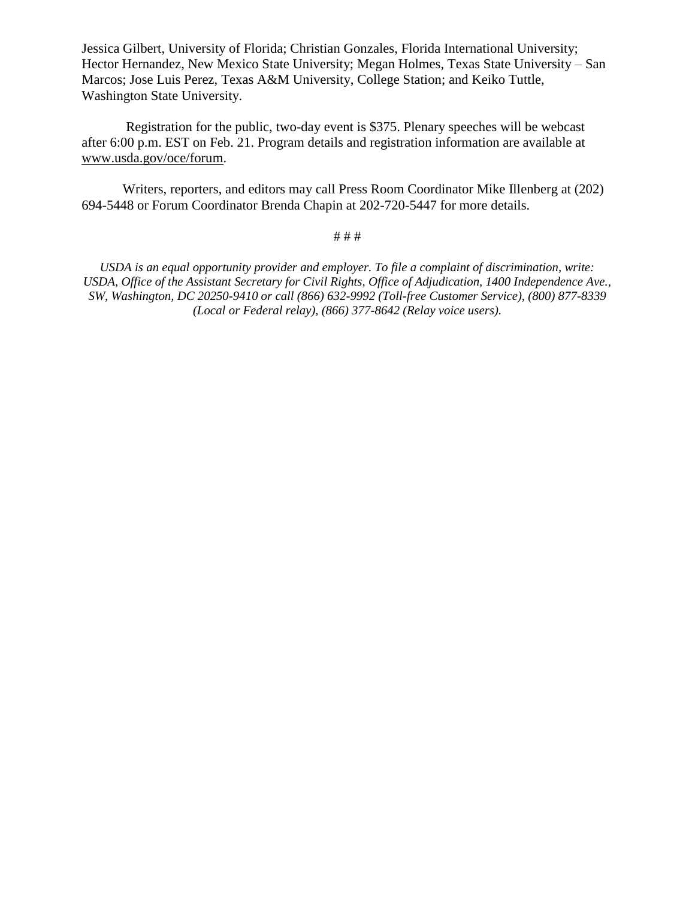Jessica Gilbert, University of Florida; Christian Gonzales, Florida International University; Hector Hernandez, New Mexico State University; Megan Holmes, Texas State University – San Marcos; Jose Luis Perez, Texas A&M University, College Station; and Keiko Tuttle, Washington State University.

Registration for the public, two-day event is $375. Plenary speeches will be webcast after 6:00 p.m. EST on Feb. 21. Program details and registration information are available at www.usda.gov/oce/forum.

Writers, reporters, and editors may call Press Room Coordinator Mike Illenberg at (202) 694-5448 or Forum Coordinator Brenda Chapin at 202-720-5447 for more details.

# # #

*USDA is an equal opportunity provider and employer. To file a complaint of discrimination, write: USDA, Office of the Assistant Secretary for Civil Rights, Office of Adjudication, 1400 Independence Ave., SW, Washington, DC 20250-9410 or call (866) 632-9992 (Toll-free Customer Service), (800) 877-8339 (Local or Federal relay), (866) 377-8642 (Relay voice users).*